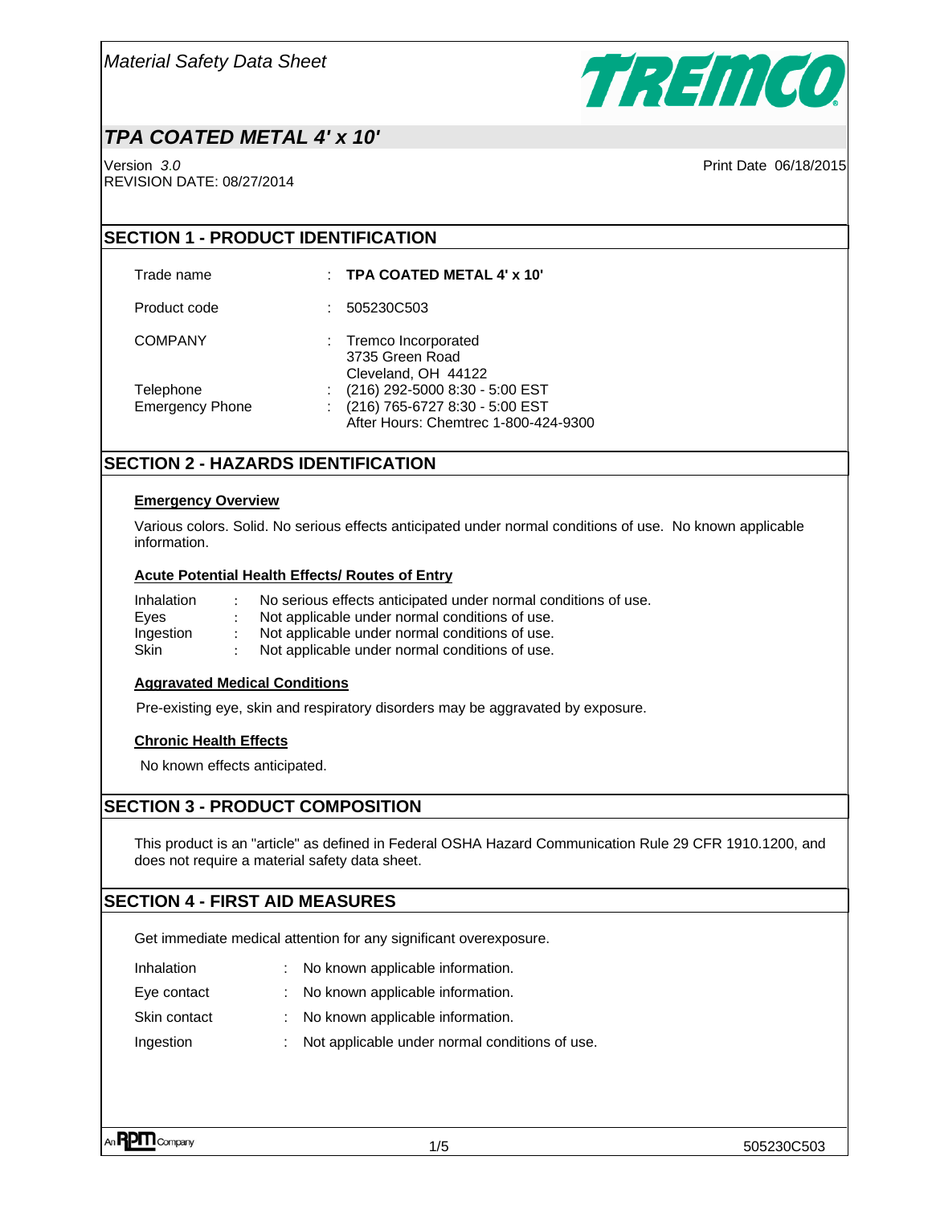*Material Safety Data Sheet*

**TREMCO**

## *TPA COATED METAL 4' x 10'*

Version *3.0*
REVISION DATE: 08/27/2014

Print Date 06/18/2015

## SECTION 1 - PRODUCT IDENTIFICATION

| | | |
|---|---|---|
| Trade name | : | **TPA COATED METAL 4' x 10'** |
| Product code | : | 505230C503 |
| COMPANY | : | Tremco Incorporated<br>3735 Green Road<br>Cleveland, OH 44122 |
| Telephone | : | (216) 292-5000 8:30 - 5:00 EST |
| Emergency Phone | : | (216) 765-6727 8:30 - 5:00 EST<br>After Hours: Chemtrec 1-800-424-9300 |

## SECTION 2 - HAZARDS IDENTIFICATION

**Emergency Overview**

Various colors. Solid. No serious effects anticipated under normal conditions of use. No known applicable information.

**Acute Potential Health Effects/ Routes of Entry**

| | | |
|---|---|---|
| Inhalation | : | No serious effects anticipated under normal conditions of use. |
| Eyes | : | Not applicable under normal conditions of use. |
| Ingestion | : | Not applicable under normal conditions of use. |
| Skin | : | Not applicable under normal conditions of use. |

**Aggravated Medical Conditions**

Pre-existing eye, skin and respiratory disorders may be aggravated by exposure.

**Chronic Health Effects**

No known effects anticipated.

## SECTION 3 - PRODUCT COMPOSITION

This product is an "article" as defined in Federal OSHA Hazard Communication Rule 29 CFR 1910.1200, and does not require a material safety data sheet.

## SECTION 4 - FIRST AID MEASURES

Get immediate medical attention for any significant overexposure.

| | | |
|---|---|---|
| Inhalation | : | No known applicable information. |
| Eye contact | : | No known applicable information. |
| Skin contact | : | No known applicable information. |
| Ingestion | : | Not applicable under normal conditions of use. |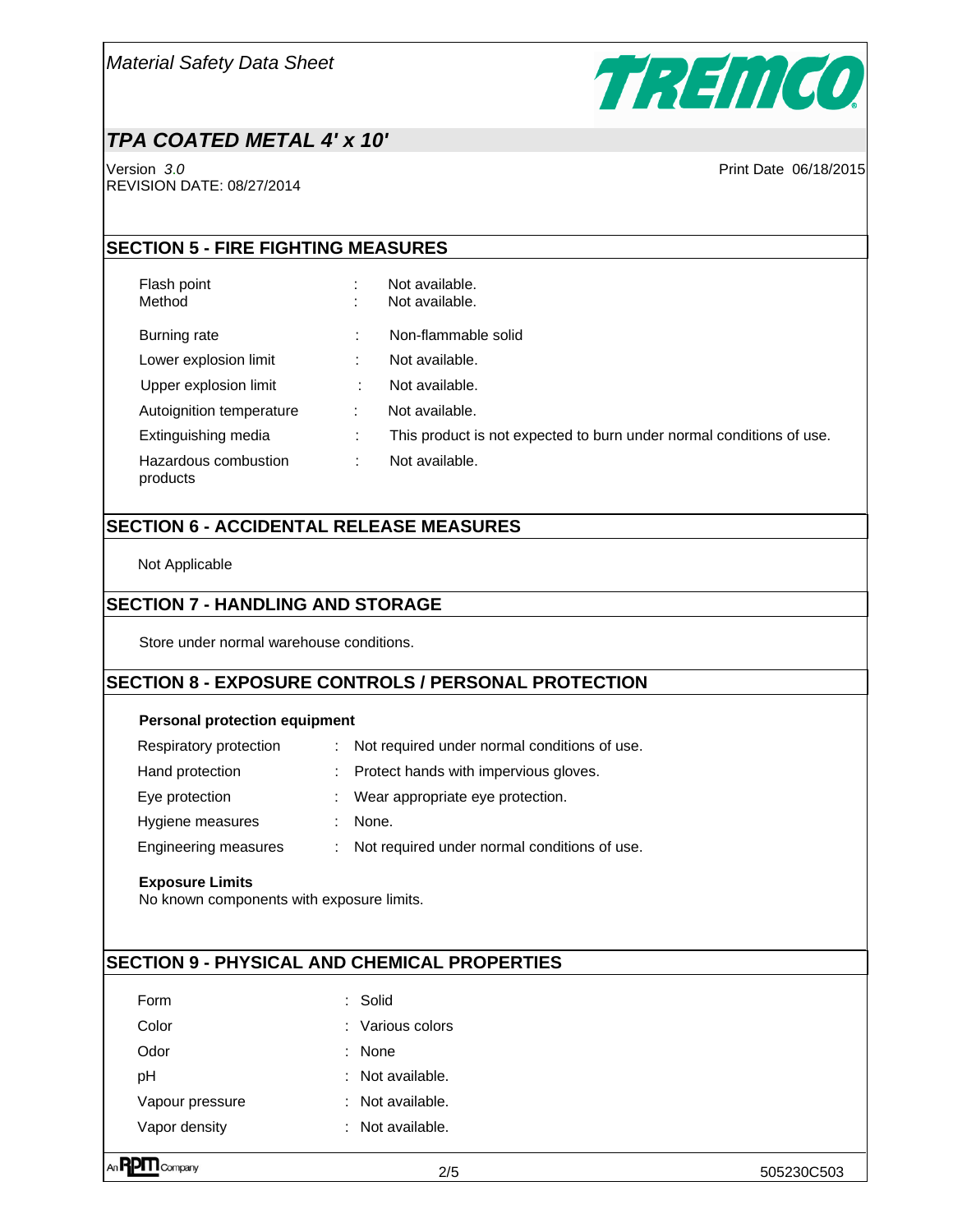## SECTION 5 - FIRE FIGHTING MEASURES

| | | |
|---|---|---|
| Flash point | : | Not available. |
| Method | : | Not available. |
| Burning rate | : | Non-flammable solid |
| Lower explosion limit | : | Not available. |
| Upper explosion limit | : | Not available. |
| Autoignition temperature | : | Not available. |
| Extinguishing media | : | This product is not expected to burn under normal conditions of use. |
| Hazardous combustion products | : | Not available. |

## SECTION 6 - ACCIDENTAL RELEASE MEASURES

Not Applicable

## SECTION 7 - HANDLING AND STORAGE

Store under normal warehouse conditions.

## SECTION 8 - EXPOSURE CONTROLS / PERSONAL PROTECTION

**Personal protection equipment**

| | | |
|---|---|---|
| Respiratory protection | : | Not required under normal conditions of use. |
| Hand protection | : | Protect hands with impervious gloves. |
| Eye protection | : | Wear appropriate eye protection. |
| Hygiene measures | : | None. |
| Engineering measures | : | Not required under normal conditions of use. |

**Exposure Limits**

No known components with exposure limits.

## SECTION 9 - PHYSICAL AND CHEMICAL PROPERTIES

| | | |
|---|---|---|
| Form | : | Solid |
| Color | : | Various colors |
| Odor | : | None |
| pH | : | Not available. |
| Vapour pressure | : | Not available. |
| Vapor density | : | Not available. |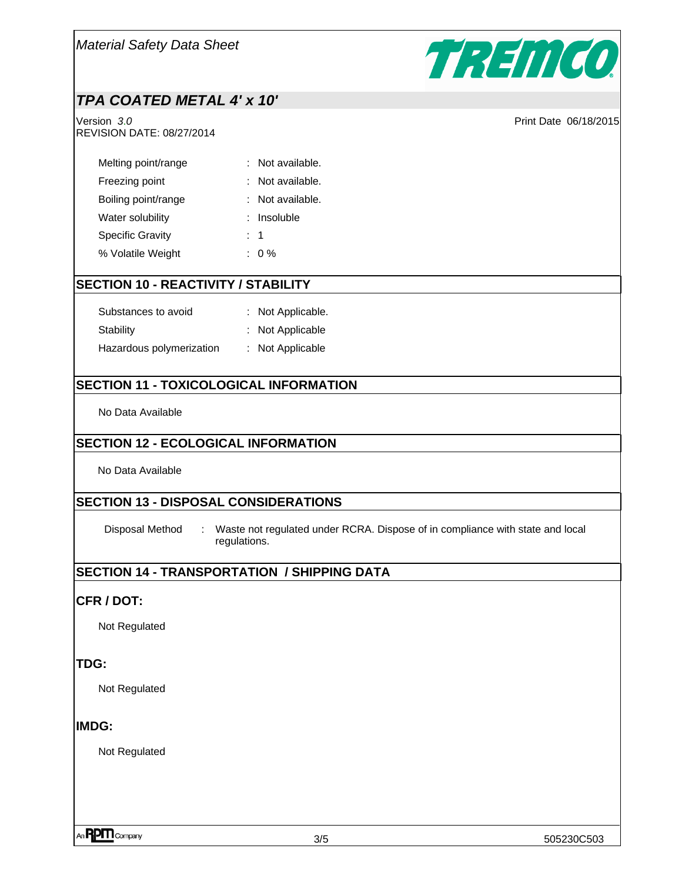| Property | Value |
|---|---|
| Melting point/range | Not available. |
| Freezing point | Not available. |
| Boiling point/range | Not available. |
| Water solubility | Insoluble |
| Specific Gravity | 1 |
| % Volatile Weight | 0 % |

## SECTION 10 - REACTIVITY / STABILITY

| Property | Value |
|---|---|
| Substances to avoid | Not Applicable. |
| Stability | Not Applicable |
| Hazardous polymerization | Not Applicable |

## SECTION 11 - TOXICOLOGICAL INFORMATION

No Data Available

## SECTION 12 - ECOLOGICAL INFORMATION

No Data Available

## SECTION 13 - DISPOSAL CONSIDERATIONS

Disposal Method : Waste not regulated under RCRA. Dispose of in compliance with state and local regulations.

## SECTION 14 - TRANSPORTATION / SHIPPING DATA

### CFR / DOT:

Not Regulated

### TDG:

Not Regulated

### IMDG:

Not Regulated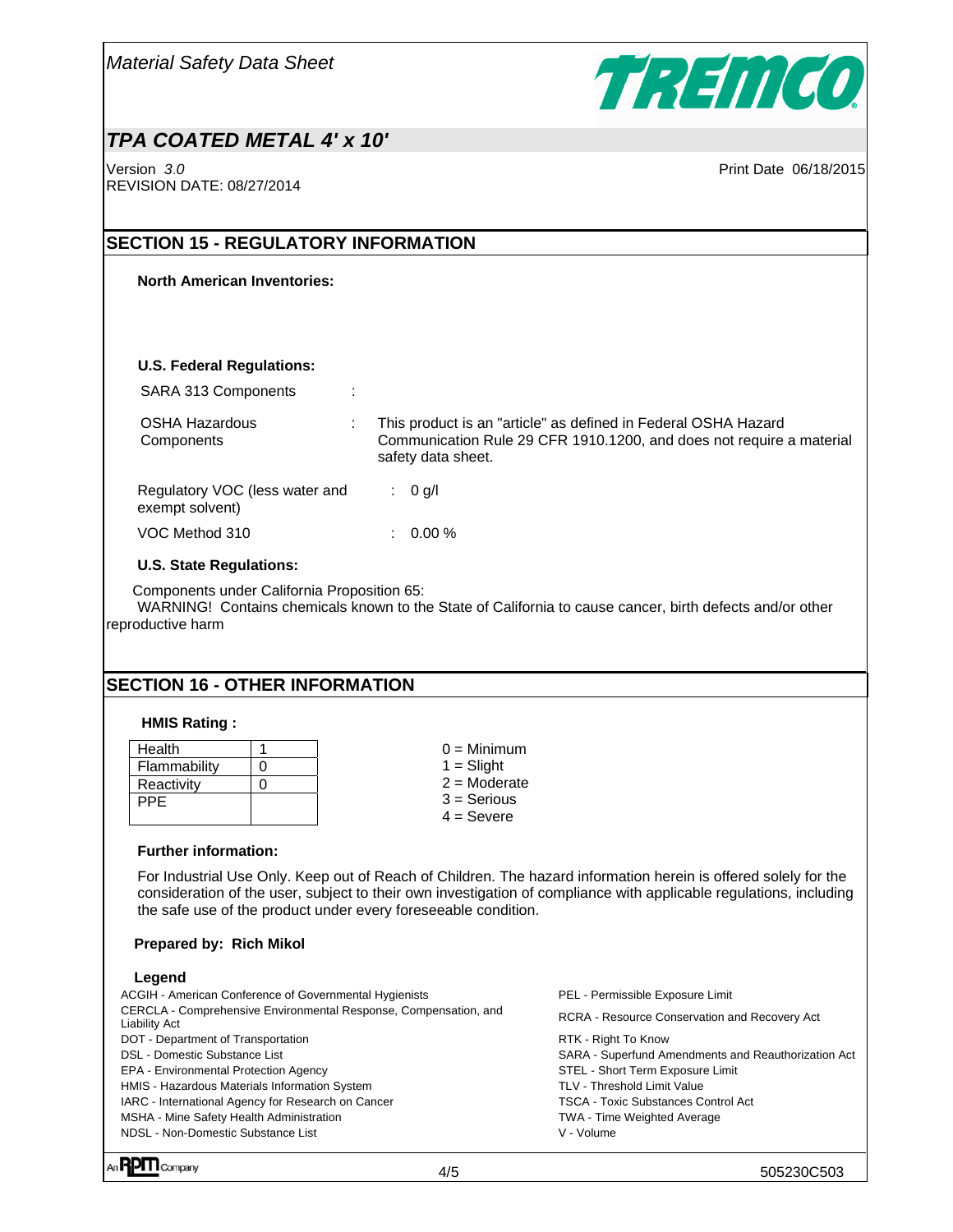## SECTION 15 - REGULATORY INFORMATION

**North American Inventories:**

**U.S. Federal Regulations:**

SARA 313 Components :

OSHA Hazardous Components : This product is an "article" as defined in Federal OSHA Hazard Communication Rule 29 CFR 1910.1200, and does not require a material safety data sheet.

Regulatory VOC (less water and exempt solvent) : 0 g/l

VOC Method 310 : 0.00 %

**U.S. State Regulations:**

Components under California Proposition 65:
WARNING! Contains chemicals known to the State of California to cause cancer, birth defects and/or other reproductive harm

## SECTION 16 - OTHER INFORMATION

**HMIS Rating :**

| Health | 1 |
|---|---|
| Flammability | 0 |
| Reactivity | 0 |
| PPE | |

0 = Minimum
1 = Slight
2 = Moderate
3 = Serious
4 = Severe

**Further information:**

For Industrial Use Only. Keep out of Reach of Children. The hazard information herein is offered solely for the consideration of the user, subject to their own investigation of compliance with applicable regulations, including the safe use of the product under every foreseeable condition.

**Prepared by: Rich Mikol**

**Legend**

ACGIH - American Conference of Governmental Hygienists
CERCLA - Comprehensive Environmental Response, Compensation, and Liability Act
DOT - Department of Transportation
DSL - Domestic Substance List
EPA - Environmental Protection Agency
HMIS - Hazardous Materials Information System
IARC - International Agency for Research on Cancer
MSHA - Mine Safety Health Administration
NDSL - Non-Domestic Substance List
PEL - Permissible Exposure Limit
RCRA - Resource Conservation and Recovery Act
RTK - Right To Know
SARA - Superfund Amendments and Reauthorization Act
STEL - Short Term Exposure Limit
TLV - Threshold Limit Value
TSCA - Toxic Substances Control Act
TWA - Time Weighted Average
V - Volume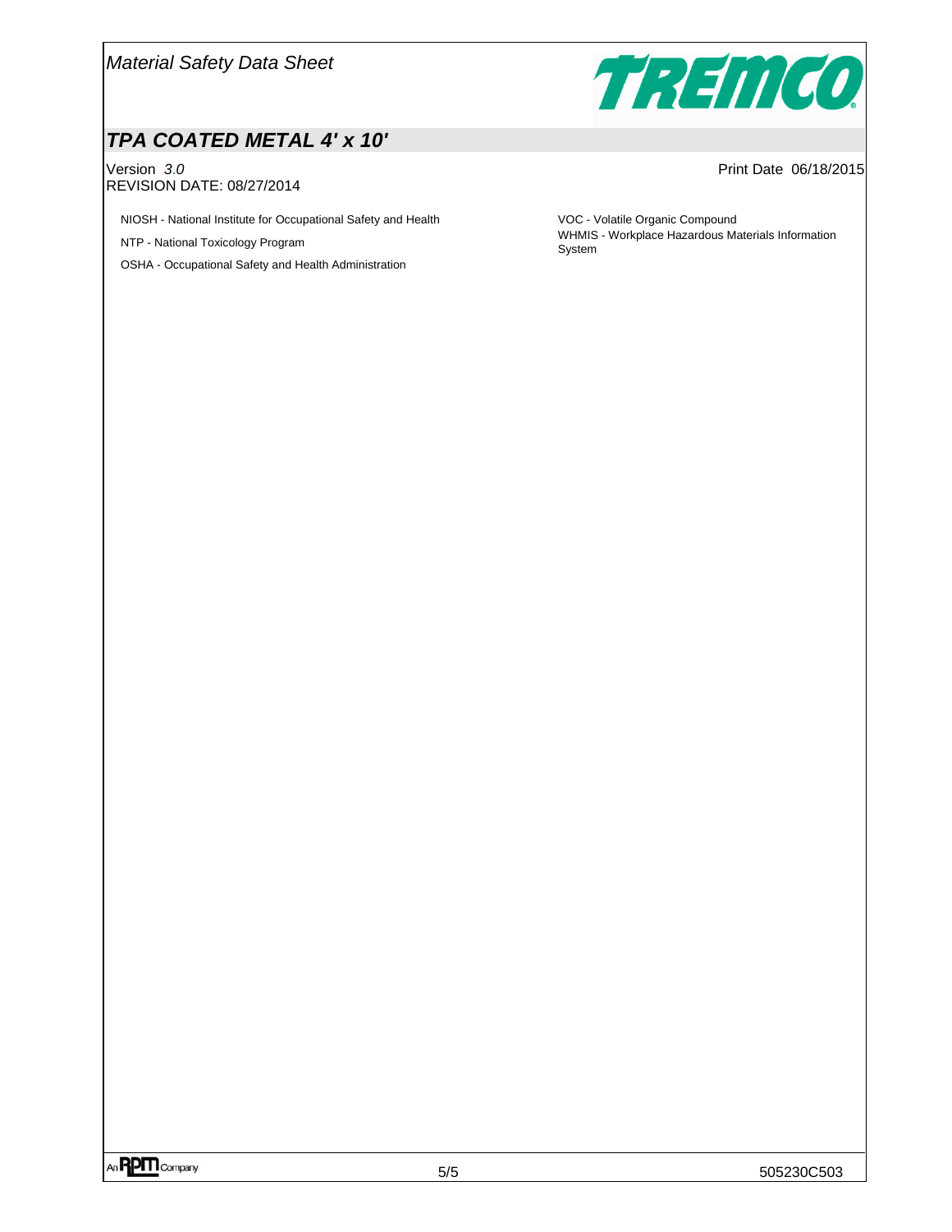NIOSH - National Institute for Occupational Safety and Health

NTP - National Toxicology Program

OSHA - Occupational Safety and Health Administration

VOC - Volatile Organic Compound

WHMIS - Workplace Hazardous Materials Information System